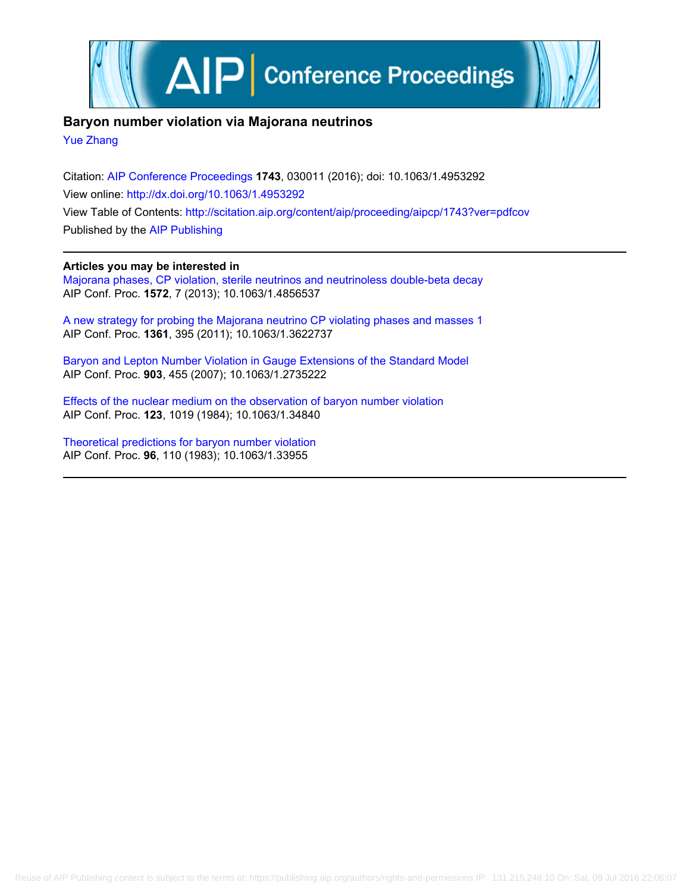# Baryon number violation via Majorana neutrinos

Yue Zhang

Citation: AIP Conference Proceedings **1743**, 030011 (2016); doi: 10.1063/1.4953292

View online: http://dx.doi.org/10.1063/1.4953292

View Table of Contents: http://scitation.aip.org/content/aip/proceeding/aipcp/1743?ver=pdfcov

Published by the AIP Publishing

---

**Articles you may be interested in**

Majorana phases, CP violation, sterile neutrinos and neutrinoless double-beta decay
AIP Conf. Proc. **1572**, 7 (2013); 10.1063/1.4856537

A new strategy for probing the Majorana neutrino CP violating phases and masses 1
AIP Conf. Proc. **1361**, 395 (2011); 10.1063/1.3622737

Baryon and Lepton Number Violation in Gauge Extensions of the Standard Model
AIP Conf. Proc. **903**, 455 (2007); 10.1063/1.2735222

Effects of the nuclear medium on the observation of baryon number violation
AIP Conf. Proc. **123**, 1019 (1984); 10.1063/1.34840

Theoretical predictions for baryon number violation
AIP Conf. Proc. **96**, 110 (1983); 10.1063/1.33955

---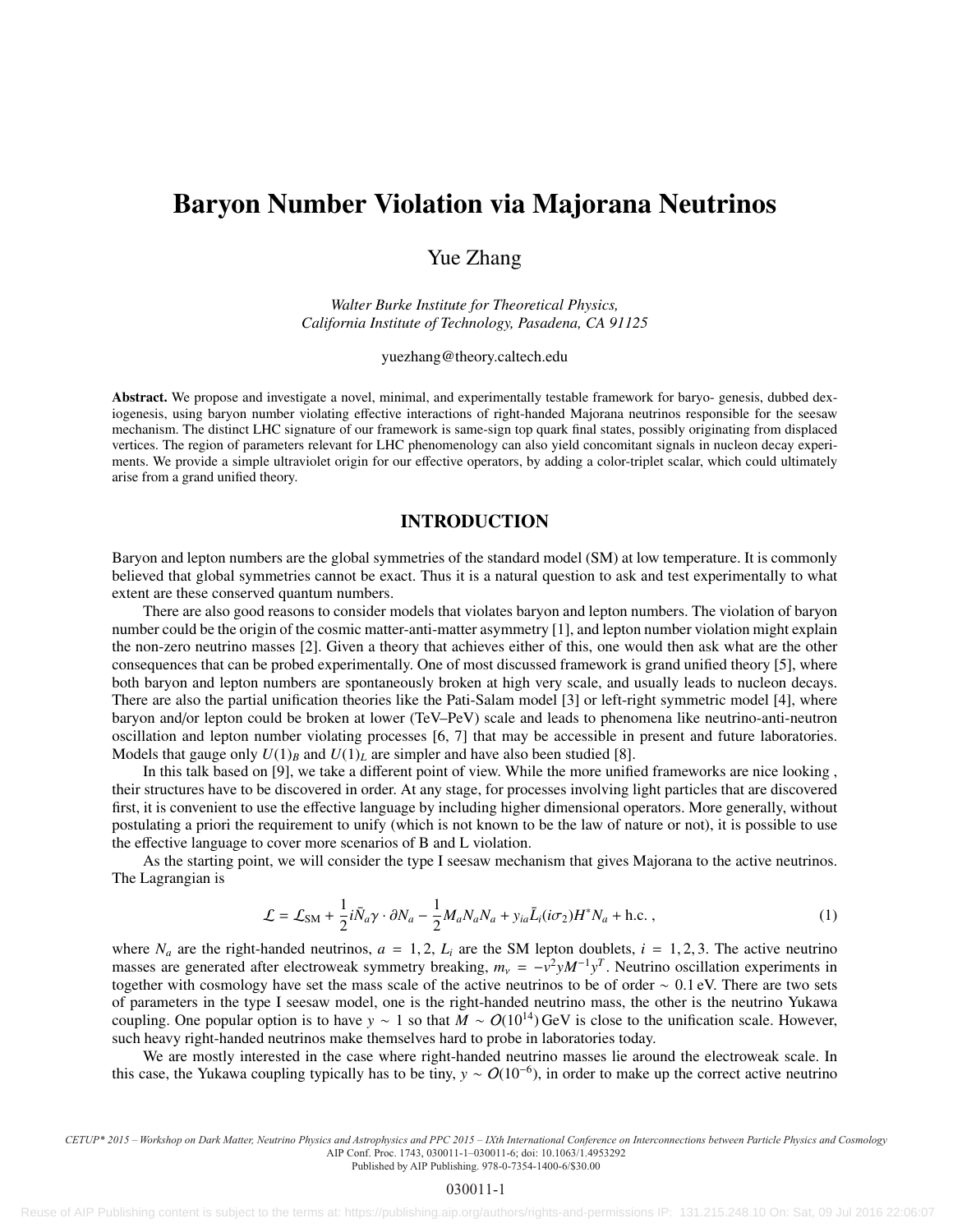# Baryon Number Violation via Majorana Neutrinos

Yue Zhang

*Walter Burke Institute for Theoretical Physics,*
*California Institute of Technology, Pasadena, CA 91125*

yuezhang@theory.caltech.edu

**Abstract.** We propose and investigate a novel, minimal, and experimentally testable framework for baryo- genesis, dubbed dexiogenesis, using baryon number violating effective interactions of right-handed Majorana neutrinos responsible for the seesaw mechanism. The distinct LHC signature of our framework is same-sign top quark final states, possibly originating from displaced vertices. The region of parameters relevant for LHC phenomenology can also yield concomitant signals in nucleon decay experiments. We provide a simple ultraviolet origin for our effective operators, by adding a color-triplet scalar, which could ultimately arise from a grand unified theory.

## INTRODUCTION

Baryon and lepton numbers are the global symmetries of the standard model (SM) at low temperature. It is commonly believed that global symmetries cannot be exact. Thus it is a natural question to ask and test experimentally to what extent are these conserved quantum numbers.

There are also good reasons to consider models that violates baryon and lepton numbers. The violation of baryon number could be the origin of the cosmic matter-anti-matter asymmetry [1], and lepton number violation might explain the non-zero neutrino masses [2]. Given a theory that achieves either of this, one would then ask what are the other consequences that can be probed experimentally. One of most discussed framework is grand unified theory [5], where both baryon and lepton numbers are spontaneously broken at high very scale, and usually leads to nucleon decays. There are also the partial unification theories like the Pati-Salam model [3] or left-right symmetric model [4], where baryon and/or lepton could be broken at lower (TeV–PeV) scale and leads to phenomena like neutrino-anti-neutron oscillation and lepton number violating processes [6, 7] that may be accessible in present and future laboratories. Models that gauge only $U(1)_B$ and $U(1)_L$ are simpler and have also been studied [8].

In this talk based on [9], we take a different point of view. While the more unified frameworks are nice looking , their structures have to be discovered in order. At any stage, for processes involving light particles that are discovered first, it is convenient to use the effective language by including higher dimensional operators. More generally, without postulating a priori the requirement to unify (which is not known to be the law of nature or not), it is possible to use the effective language to cover more scenarios of B and L violation.

As the starting point, we will consider the type I seesaw mechanism that gives Majorana to the active neutrinos. The Lagrangian is

$$\mathcal{L} = \mathcal{L}_{\rm SM} + \frac{1}{2} i\bar{N}_a \gamma \cdot \partial N_a - \frac{1}{2} M_a N_a N_a + y_{ia} \bar{L}_i (i\sigma_2) H^* N_a + \text{h.c.} \,, \tag{1}$$

where $N_a$ are the right-handed neutrinos, $a = 1, 2$, $L_i$ are the SM lepton doublets, $i = 1, 2, 3$. The active neutrino masses are generated after electroweak symmetry breaking, $m_\nu = -v^2 y M^{-1} y^T$. Neutrino oscillation experiments in together with cosmology have set the mass scale of the active neutrinos to be of order $\sim 0.1\,$eV. There are two sets of parameters in the type I seesaw model, one is the right-handed neutrino mass, the other is the neutrino Yukawa coupling. One popular option is to have $y \sim 1$ so that $M \sim \mathcal{O}(10^{14})\,$GeV is close to the unification scale. However, such heavy right-handed neutrinos make themselves hard to probe in laboratories today.

We are mostly interested in the case where right-handed neutrino masses lie around the electroweak scale. In this case, the Yukawa coupling typically has to be tiny, $y \sim \mathcal{O}(10^{-6})$, in order to make up the correct active neutrino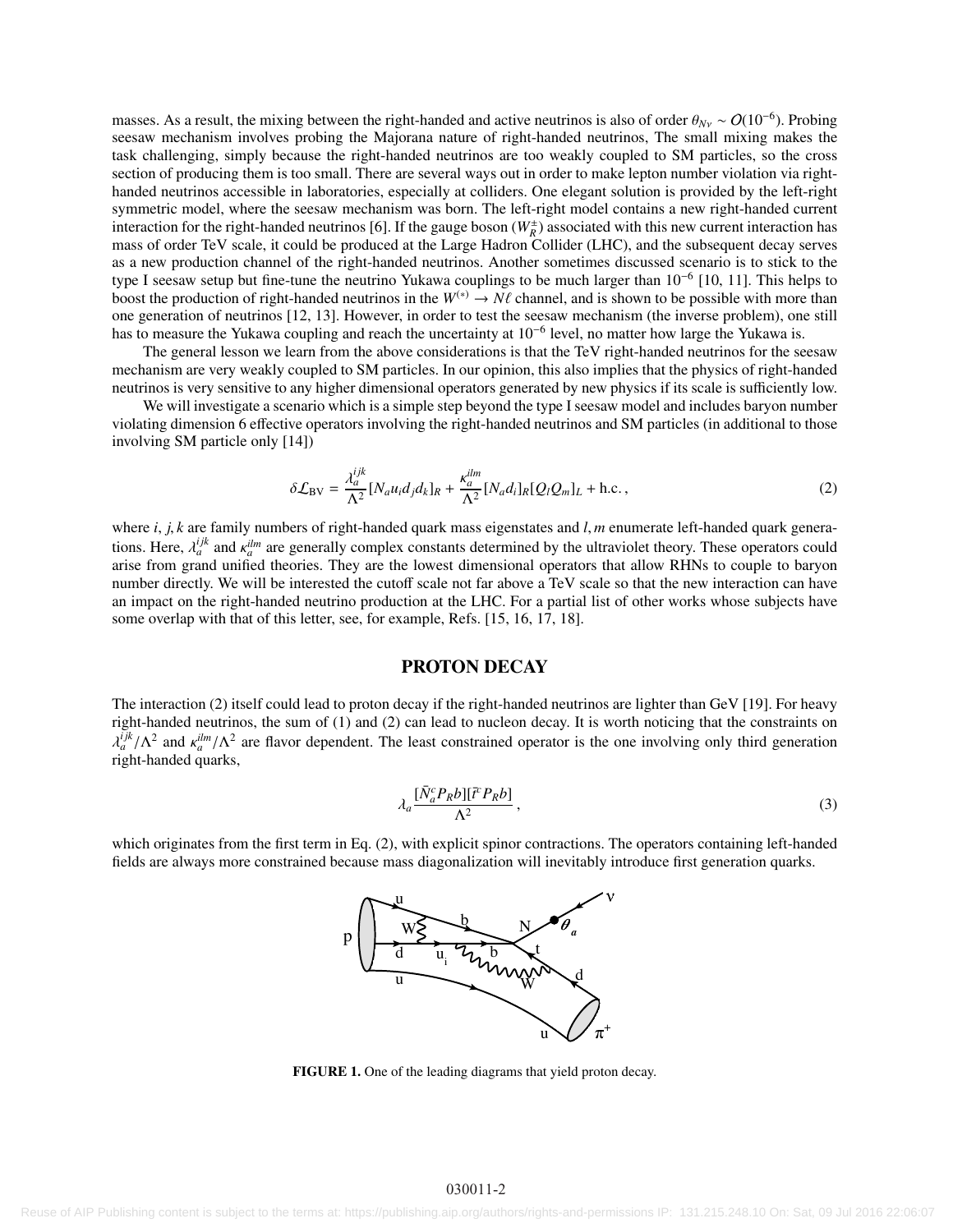masses. As a result, the mixing between the right-handed and active neutrinos is also of order $\theta_{N\nu} \sim O(10^{-6})$. Probing seesaw mechanism involves probing the Majorana nature of right-handed neutrinos, The small mixing makes the task challenging, simply because the right-handed neutrinos are too weakly coupled to SM particles, so the cross section of producing them is too small. There are several ways out in order to make lepton number violation via right-handed neutrinos accessible in laboratories, especially at colliders. One elegant solution is provided by the left-right symmetric model, where the seesaw mechanism was born. The left-right model contains a new right-handed current interaction for the right-handed neutrinos [6]. If the gauge boson ($W_R^\pm$) associated with this new current interaction has mass of order TeV scale, it could be produced at the Large Hadron Collider (LHC), and the subsequent decay serves as a new production channel of the right-handed neutrinos. Another sometimes discussed scenario is to stick to the type I seesaw setup but fine-tune the neutrino Yukawa couplings to be much larger than $10^{-6}$ [10, 11]. This helps to boost the production of right-handed neutrinos in the $W^{(*)} \to N\ell$ channel, and is shown to be possible with more than one generation of neutrinos [12, 13]. However, in order to test the seesaw mechanism (the inverse problem), one still has to measure the Yukawa coupling and reach the uncertainty at $10^{-6}$ level, no matter how large the Yukawa is.

The general lesson we learn from the above considerations is that the TeV right-handed neutrinos for the seesaw mechanism are very weakly coupled to SM particles. In our opinion, this also implies that the physics of right-handed neutrinos is very sensitive to any higher dimensional operators generated by new physics if its scale is sufficiently low.

We will investigate a scenario which is a simple step beyond the type I seesaw model and includes baryon number violating dimension 6 effective operators involving the right-handed neutrinos and SM particles (in additional to those involving SM particle only [14])

$$\delta\mathcal{L}_{\rm BV} = \frac{\lambda_a^{ijk}}{\Lambda^2}[N_a u_i d_j d_k]_R + \frac{\kappa_a^{ilm}}{\Lambda^2}[N_a d_i]_R[Q_l Q_m]_L + \text{h.c.}, \tag{2}$$

where $i, j, k$ are family numbers of right-handed quark mass eigenstates and $l, m$ enumerate left-handed quark generations. Here, $\lambda_a^{ijk}$ and $\kappa_a^{ilm}$ are generally complex constants determined by the ultraviolet theory. These operators could arise from grand unified theories. They are the lowest dimensional operators that allow RHNs to couple to baryon number directly. We will be interested the cutoff scale not far above a TeV scale so that the new interaction can have an impact on the right-handed neutrino production at the LHC. For a partial list of other works whose subjects have some overlap with that of this letter, see, for example, Refs. [15, 16, 17, 18].

## PROTON DECAY

The interaction (2) itself could lead to proton decay if the right-handed neutrinos are lighter than GeV [19]. For heavy right-handed neutrinos, the sum of (1) and (2) can lead to nucleon decay. It is worth noticing that the constraints on $\lambda_a^{ijk}/\Lambda^2$ and $\kappa_a^{ilm}/\Lambda^2$ are flavor dependent. The least constrained operator is the one involving only third generation right-handed quarks,

$$\lambda_a \frac{[\bar{N}_a^c P_R b][\bar{t}^c P_R b]}{\Lambda^2}, \tag{3}$$

which originates from the first term in Eq. (2), with explicit spinor contractions. The operators containing left-handed fields are always more constrained because mass diagonalization will inevitably introduce first generation quarks.

**FIGURE 1.** One of the leading diagrams that yield proton decay.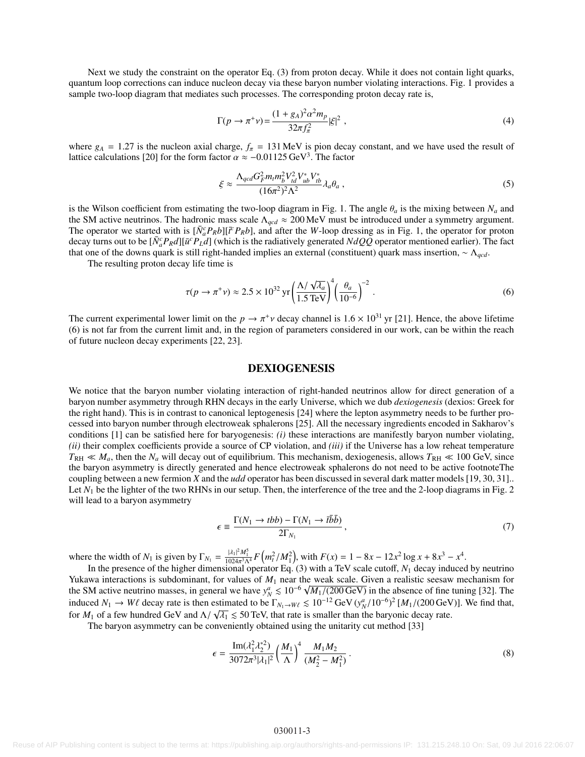Next we study the constraint on the operator Eq. (3) from proton decay. While it does not contain light quarks, quantum loop corrections can induce nucleon decay via these baryon number violating interactions. Fig. 1 provides a sample two-loop diagram that mediates such processes. The corresponding proton decay rate is,

$$\Gamma(p \to \pi^+ \nu) = \frac{(1+g_A)^2 \alpha^2 m_p}{32\pi f_\pi^2} |\xi|^2 \ , \tag{4}$$

where $g_A = 1.27$ is the nucleon axial charge, $f_\pi = 131\,\text{MeV}$ is pion decay constant, and we have used the result of lattice calculations [20] for the form factor $\alpha \approx -0.01125\,\text{GeV}^3$. The factor

$$\xi \approx \frac{\Lambda_{qcd} G_F^2 m_t m_b^2 V_{td}^2 V_{ub}^* V_{tb}^*}{(16\pi^2)^2 \Lambda^2} \lambda_a \theta_a \ , \tag{5}$$

is the Wilson coefficient from estimating the two-loop diagram in Fig. 1. The angle $\theta_a$ is the mixing between $N_a$ and the SM active neutrinos. The hadronic mass scale $\Lambda_{qcd} \approx 200\,\text{MeV}$ must be introduced under a symmetry argument. The operator we started with is $[\bar{N}_a^c P_R b][\bar{t}^c P_R b]$, and after the $W$-loop dressing as in Fig. 1, the operator for proton decay turns out to be $[\bar{N}_a^c P_R d][\bar{u}^c P_L d]$ (which is the radiatively generated $NdQQ$ operator mentioned earlier). The fact that one of the downs quark is still right-handed implies an external (constituent) quark mass insertion, $\sim \Lambda_{qcd}$.

The resulting proton decay life time is

$$\tau(p \to \pi^+ \nu) \approx 2.5 \times 10^{32}\,\text{yr} \left( \frac{\Lambda/\sqrt{\lambda_a}}{1.5\,\text{TeV}} \right)^4 \left( \frac{\theta_a}{10^{-6}} \right)^{-2} \ . \tag{6}$$

The current experimental lower limit on the $p \to \pi^+ \nu$ decay channel is $1.6 \times 10^{31}$ yr [21]. Hence, the above lifetime (6) is not far from the current limit and, in the region of parameters considered in our work, can be within the reach of future nucleon decay experiments [22, 23].

## DEXIOGENESIS

We notice that the baryon number violating interaction of right-handed neutrinos allow for direct generation of a baryon number asymmetry through RHN decays in the early Universe, which we dub *dexiogenesis* (dexios: Greek for the right hand). This is in contrast to canonical leptogenesis [24] where the lepton asymmetry needs to be further processed into baryon number through electroweak sphalerons [25]. All the necessary ingredients encoded in Sakharov's conditions [1] can be satisfied here for baryogenesis: *(i)* these interactions are manifestly baryon number violating, *(ii)* their complex coefficients provide a source of CP violation, and *(iii)* if the Universe has a low reheat temperature $T_{\text{RH}} \ll M_a$, then the $N_a$ will decay out of equilibrium. This mechanism, dexiogenesis, allows $T_{\text{RH}} \ll 100$ GeV, since the baryon asymmetry is directly generated and hence electroweak sphalerons do not need to be active footnoteThe coupling between a new fermion $X$ and the $udd$ operator has been discussed in several dark matter models [19, 30, 31].. Let $N_1$ be the lighter of the two RHNs in our setup. Then, the interference of the tree and the 2-loop diagrams in Fig. 2 will lead to a baryon asymmetry

$$\epsilon \equiv \frac{\Gamma(N_1 \to tbb) - \Gamma(N_1 \to \bar{t}\bar{b}\bar{b})}{2\Gamma_{N_1}} \ , \tag{7}$$

where the width of $N_1$ is given by $\Gamma_{N_1} = \frac{|\lambda_1|^2 M_1^5}{1024\pi^3 \Lambda^4} F\left(m_t^2/M_1^2\right)$, with $F(x) = 1 - 8x - 12x^2 \log x + 8x^3 - x^4$.

In the presence of the higher dimensional operator Eq. (3) with a TeV scale cutoff, $N_1$ decay induced by neutrino Yukawa interactions is subdominant, for values of $M_1$ near the weak scale. Given a realistic seesaw mechanism for the SM active neutrino masses, in general we have $y_N^a \lesssim 10^{-6} \sqrt{M_1/(200\,\text{GeV})}$ in the absence of fine tuning [32]. The induced $N_1 \to W\ell$ decay rate is then estimated to be $\Gamma_{N_1 \to W\ell} \lesssim 10^{-12}\,\text{GeV}\,(y_N^a/10^{-6})^2\,[M_1/(200\,\text{GeV})]$. We find that, for $M_1$ of a few hundred GeV and $\Lambda/\sqrt{\lambda_1} \lesssim 50$ TeV, that rate is smaller than the baryonic decay rate.

The baryon asymmetry can be conveniently obtained using the unitarity cut method [33]

$$\epsilon = \frac{\text{Im}(\lambda_1^2 \lambda_2^{*2})}{3072\pi^3 |\lambda_1|^2} \left( \frac{M_1}{\Lambda} \right)^4 \frac{M_1 M_2}{(M_2^2 - M_1^2)} \ . \tag{8}$$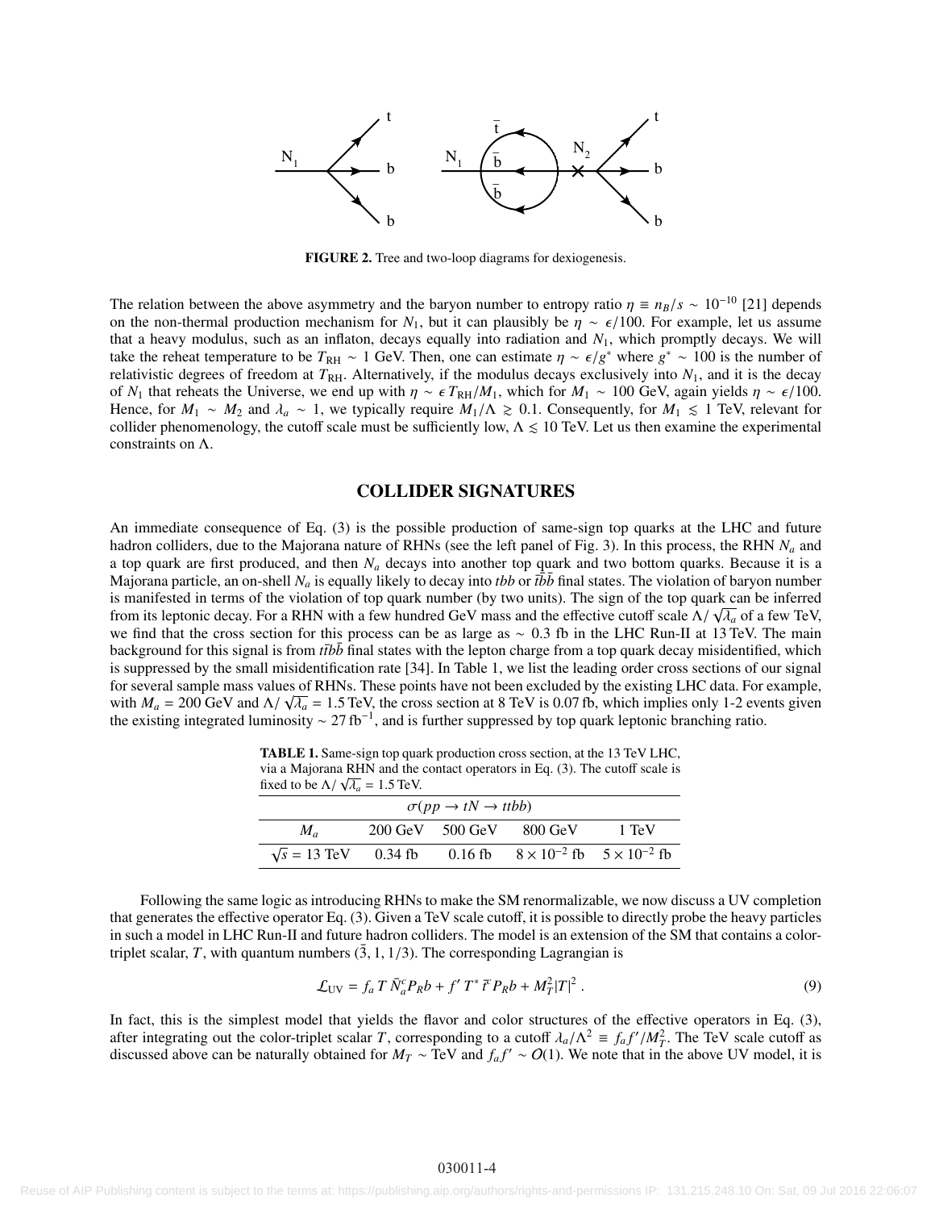FIGURE 2. Tree and two-loop diagrams for dexiogenesis.

The relation between the above asymmetry and the baryon number to entropy ratio $\eta \equiv n_B/s \sim 10^{-10}$ [21] depends on the non-thermal production mechanism for $N_1$, but it can plausibly be $\eta \sim \epsilon/100$. For example, let us assume that a heavy modulus, such as an inflaton, decays equally into radiation and $N_1$, which promptly decays. We will take the reheat temperature to be $T_{\rm RH} \sim 1$ GeV. Then, one can estimate $\eta \sim \epsilon/g^*$ where $g^* \sim 100$ is the number of relativistic degrees of freedom at $T_{\rm RH}$. Alternatively, if the modulus decays exclusively into $N_1$, and it is the decay of $N_1$ that reheats the Universe, we end up with $\eta \sim \epsilon T_{\rm RH}/M_1$, which for $M_1 \sim 100$ GeV, again yields $\eta \sim \epsilon/100$. Hence, for $M_1 \sim M_2$ and $\lambda_a \sim 1$, we typically require $M_1/\Lambda \gtrsim 0.1$. Consequently, for $M_1 \lesssim 1$ TeV, relevant for collider phenomenology, the cutoff scale must be sufficiently low, $\Lambda \lesssim 10$ TeV. Let us then examine the experimental constraints on $\Lambda$.

## COLLIDER SIGNATURES

An immediate consequence of Eq. (3) is the possible production of same-sign top quarks at the LHC and future hadron colliders, due to the Majorana nature of RHNs (see the left panel of Fig. 3). In this process, the RHN $N_a$ and a top quark are first produced, and then $N_a$ decays into another top quark and two bottom quarks. Because it is a Majorana particle, an on-shell $N_a$ is equally likely to decay into $tbb$ or $\bar{t}\bar{b}\bar{b}$ final states. The violation of baryon number is manifested in terms of the violation of top quark number (by two units). The sign of the top quark can be inferred from its leptonic decay. For a RHN with a few hundred GeV mass and the effective cutoff scale $\Lambda/\sqrt{\lambda_a}$ of a few TeV, we find that the cross section for this process can be as large as $\sim 0.3$ fb in the LHC Run-II at 13 TeV. The main background for this signal is from $t\bar{t}b\bar{b}$ final states with the lepton charge from a top quark decay misidentified, which is suppressed by the small misidentification rate [34]. In Table 1, we list the leading order cross sections of our signal for several sample mass values of RHNs. These points have not been excluded by the existing LHC data. For example, with $M_a = 200$ GeV and $\Lambda/\sqrt{\lambda_a} = 1.5$ TeV, the cross section at 8 TeV is 0.07 fb, which implies only 1-2 events given the existing integrated luminosity $\sim 27\,\text{fb}^{-1}$, and is further suppressed by top quark leptonic branching ratio.

**TABLE 1.** Same-sign top quark production cross section, at the 13 TeV LHC, via a Majorana RHN and the contact operators in Eq. (3). The cutoff scale is fixed to be $\Lambda/\sqrt{\lambda_a} = 1.5$ TeV.

| $\sigma(pp \to tN \to ttbb)$ | | | | |
|---|---|---|---|---|
| $M_a$ | 200 GeV | 500 GeV | 800 GeV | 1 TeV |
| $\sqrt{s} = 13$ TeV | 0.34 fb | 0.16 fb | $8 \times 10^{-2}$ fb | $5 \times 10^{-2}$ fb |

Following the same logic as introducing RHNs to make the SM renormalizable, we now discuss a UV completion that generates the effective operator Eq. (3). Given a TeV scale cutoff, it is possible to directly probe the heavy particles in such a model in LHC Run-II and future hadron colliders. The model is an extension of the SM that contains a color-triplet scalar, $T$, with quantum numbers $(\bar{3}, 1, 1/3)$. The corresponding Lagrangian is

$$\mathcal{L}_{\rm UV} = f_a\, T\, \bar{N}_a^c P_R b + f'\, T^*\, \bar{t}^c P_R b + M_T^2 |T|^2\,. \tag{9}$$

In fact, this is the simplest model that yields the flavor and color structures of the effective operators in Eq. (3), after integrating out the color-triplet scalar $T$, corresponding to a cutoff $\lambda_a/\Lambda^2 \equiv f_a f'/M_T^2$. The TeV scale cutoff as discussed above can be naturally obtained for $M_T \sim$ TeV and $f_a f' \sim \mathcal{O}(1)$. We note that in the above UV model, it is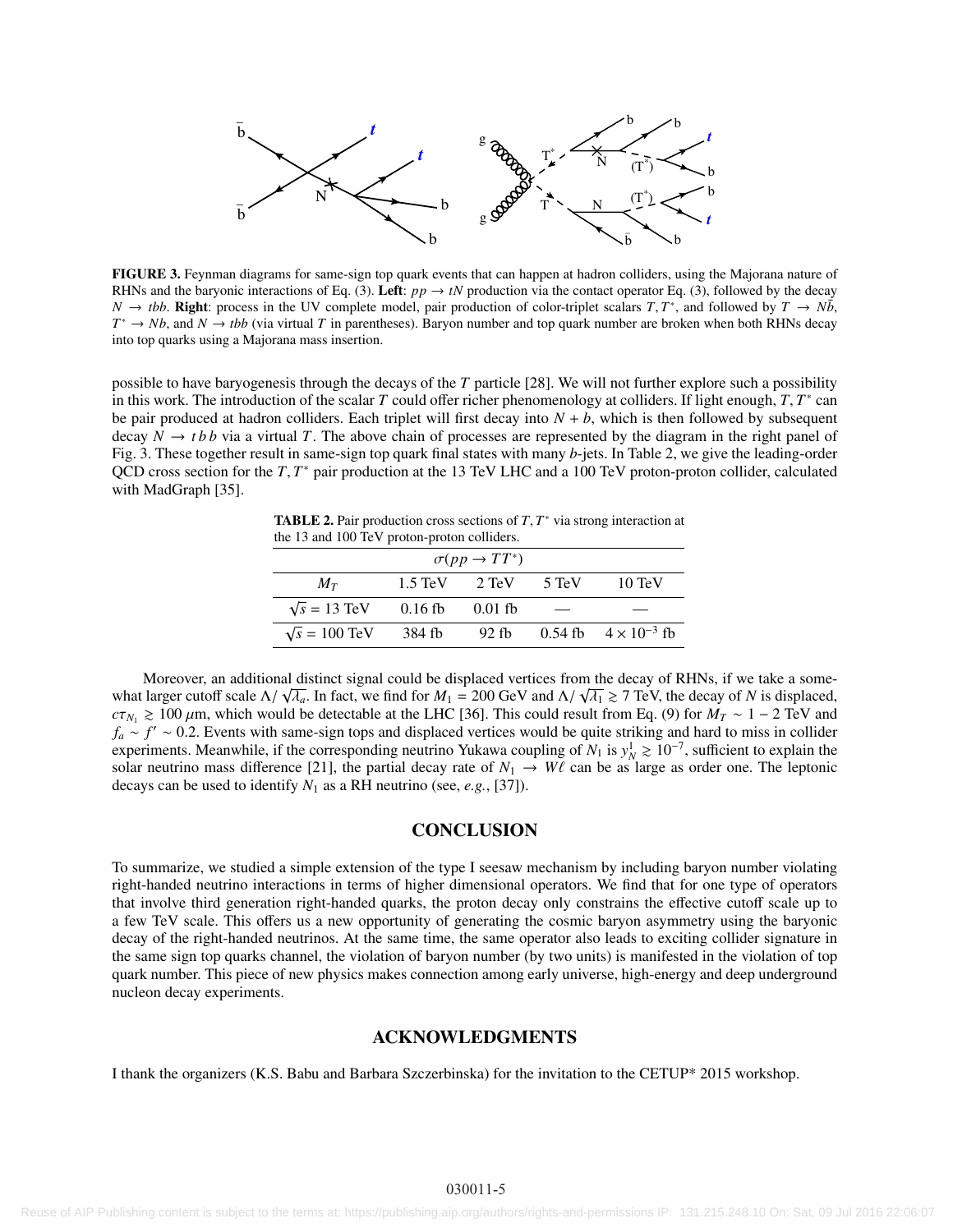**FIGURE 3.** Feynman diagrams for same-sign top quark events that can happen at hadron colliders, using the Majorana nature of RHNs and the baryonic interactions of Eq. (3). **Left**: $pp \to tN$ production via the contact operator Eq. (3), followed by the decay $N \to tbb$. **Right**: process in the UV complete model, pair production of color-triplet scalars $T, T^*$, and followed by $T \to N\bar{b}$, $T^* \to Nb$, and $N \to tbb$ (via virtual $T$ in parentheses). Baryon number and top quark number are broken when both RHNs decay into top quarks using a Majorana mass insertion.

possible to have baryogenesis through the decays of the $T$ particle [28]. We will not further explore such a possibility in this work. The introduction of the scalar $T$ could offer richer phenomenology at colliders. If light enough, $T, T^*$ can be pair produced at hadron colliders. Each triplet will first decay into $N + b$, which is then followed by subsequent decay $N \to t\,b\,b$ via a virtual $T$. The above chain of processes are represented by the diagram in the right panel of Fig. 3. These together result in same-sign top quark final states with many $b$-jets. In Table 2, we give the leading-order QCD cross section for the $T, T^*$ pair production at the 13 TeV LHC and a 100 TeV proton-proton collider, calculated with MadGraph [35].

**TABLE 2.** Pair production cross sections of $T, T^*$ via strong interaction at the 13 and 100 TeV proton-proton colliders.

| $\sigma(pp \to TT^*)$ | | | | |
|---|---|---|---|---|
| $M_T$ | 1.5 TeV | 2 TeV | 5 TeV | 10 TeV |
| $\sqrt{s} = 13$ TeV | 0.16 fb | 0.01 fb | — | — |
| $\sqrt{s} = 100$ TeV | 384 fb | 92 fb | 0.54 fb | $4 \times 10^{-3}$ fb |

Moreover, an additional distinct signal could be displaced vertices from the decay of RHNs, if we take a somewhat larger cutoff scale $\Lambda/\sqrt{\lambda_a}$. In fact, we find for $M_1 = 200$ GeV and $\Lambda/\sqrt{\lambda_1} \gtrsim 7$ TeV, the decay of $N$ is displaced, $c\tau_{N_1} \gtrsim 100\,\mu$m, which would be detectable at the LHC [36]. This could result from Eq. (9) for $M_T \sim 1-2$ TeV and $f_a \sim f' \sim 0.2$. Events with same-sign tops and displaced vertices would be quite striking and hard to miss in collider experiments. Meanwhile, if the corresponding neutrino Yukawa coupling of $N_1$ is $y_N^1 \gtrsim 10^{-7}$, sufficient to explain the solar neutrino mass difference [21], the partial decay rate of $N_1 \to W\ell$ can be as large as order one. The leptonic decays can be used to identify $N_1$ as a RH neutrino (see, *e.g.*, [37]).

## CONCLUSION

To summarize, we studied a simple extension of the type I seesaw mechanism by including baryon number violating right-handed neutrino interactions in terms of higher dimensional operators. We find that for one type of operators that involve third generation right-handed quarks, the proton decay only constrains the effective cutoff scale up to a few TeV scale. This offers us a new opportunity of generating the cosmic baryon asymmetry using the baryonic decay of the right-handed neutrinos. At the same time, the same operator also leads to exciting collider signature in the same sign top quarks channel, the violation of baryon number (by two units) is manifested in the violation of top quark number. This piece of new physics makes connection among early universe, high-energy and deep underground nucleon decay experiments.

## ACKNOWLEDGMENTS

I thank the organizers (K.S. Babu and Barbara Szczerbinska) for the invitation to the CETUP* 2015 workshop.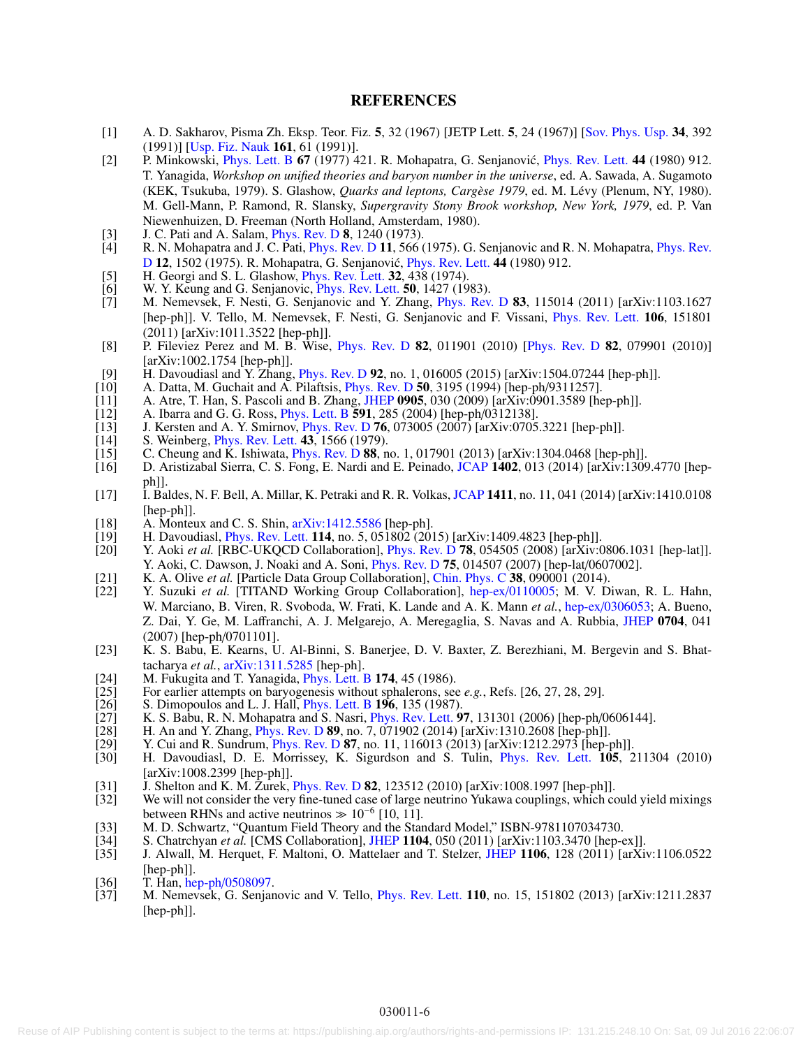# REFERENCES

[1] A. D. Sakharov, Pisma Zh. Eksp. Teor. Fiz. **5**, 32 (1967) [JETP Lett. **5**, 24 (1967)] [Sov. Phys. Usp. **34**, 392 (1991)] [Usp. Fiz. Nauk **161**, 61 (1991)].

[2] P. Minkowski, Phys. Lett. B **67** (1977) 421. R. Mohapatra, G. Senjanović, Phys. Rev. Lett. **44** (1980) 912. T. Yanagida, *Workshop on unified theories and baryon number in the universe*, ed. A. Sawada, A. Sugamoto (KEK, Tsukuba, 1979). S. Glashow, *Quarks and leptons, Cargèse 1979*, ed. M. Lévy (Plenum, NY, 1980). M. Gell-Mann, P. Ramond, R. Slansky, *Supergravity Stony Brook workshop, New York, 1979*, ed. P. Van Niewenhuizen, D. Freeman (North Holland, Amsterdam, 1980).

[3] J. C. Pati and A. Salam, Phys. Rev. D **8**, 1240 (1973).

[4] R. N. Mohapatra and J. C. Pati, Phys. Rev. D **11**, 566 (1975). G. Senjanovic and R. N. Mohapatra, Phys. Rev. D **12**, 1502 (1975). R. Mohapatra, G. Senjanović, Phys. Rev. Lett. **44** (1980) 912.

[5] H. Georgi and S. L. Glashow, Phys. Rev. Lett. **32**, 438 (1974).

[6] W. Y. Keung and G. Senjanovic, Phys. Rev. Lett. **50**, 1427 (1983).

[7] M. Nemevsek, F. Nesti, G. Senjanovic and Y. Zhang, Phys. Rev. D **83**, 115014 (2011) [arXiv:1103.1627 [hep-ph]]. V. Tello, M. Nemevsek, F. Nesti, G. Senjanovic and F. Vissani, Phys. Rev. Lett. **106**, 151801 (2011) [arXiv:1011.3522 [hep-ph]].

[8] P. Fileviez Perez and M. B. Wise, Phys. Rev. D **82**, 011901 (2010) [Phys. Rev. D **82**, 079901 (2010)] [arXiv:1002.1754 [hep-ph]].

[9] H. Davoudiasl and Y. Zhang, Phys. Rev. D **92**, no. 1, 016005 (2015) [arXiv:1504.07244 [hep-ph]].

[10] A. Datta, M. Guchait and A. Pilaftsis, Phys. Rev. D **50**, 3195 (1994) [hep-ph/9311257].

[11] A. Atre, T. Han, S. Pascoli and B. Zhang, JHEP **0905**, 030 (2009) [arXiv:0901.3589 [hep-ph]].

[12] A. Ibarra and G. G. Ross, Phys. Lett. B **591**, 285 (2004) [hep-ph/0312138].

[13] J. Kersten and A. Y. Smirnov, Phys. Rev. D **76**, 073005 (2007) [arXiv:0705.3221 [hep-ph]].

[14] S. Weinberg, Phys. Rev. Lett. **43**, 1566 (1979).

[15] C. Cheung and K. Ishiwata, Phys. Rev. D **88**, no. 1, 017901 (2013) [arXiv:1304.0468 [hep-ph]].

[16] D. Aristizabal Sierra, C. S. Fong, E. Nardi and E. Peinado, JCAP **1402**, 013 (2014) [arXiv:1309.4770 [hep-ph]].

[17] I. Baldes, N. F. Bell, A. Millar, K. Petraki and R. R. Volkas, JCAP **1411**, no. 11, 041 (2014) [arXiv:1410.0108 [hep-ph]].

[18] A. Monteux and C. S. Shin, arXiv:1412.5586 [hep-ph].

[19] H. Davoudiasl, Phys. Rev. Lett. **114**, no. 5, 051802 (2015) [arXiv:1409.4823 [hep-ph]].

[20] Y. Aoki *et al.* [RBC-UKQCD Collaboration], Phys. Rev. D **78**, 054505 (2008) [arXiv:0806.1031 [hep-lat]]. Y. Aoki, C. Dawson, J. Noaki and A. Soni, Phys. Rev. D **75**, 014507 (2007) [hep-lat/0607002].

[21] K. A. Olive *et al.* [Particle Data Group Collaboration], Chin. Phys. C **38**, 090001 (2014).

[22] Y. Suzuki *et al.* [TITAND Working Group Collaboration], hep-ex/0110005; M. V. Diwan, R. L. Hahn, W. Marciano, B. Viren, R. Svoboda, W. Frati, K. Lande and A. K. Mann *et al.*, hep-ex/0306053; A. Bueno, Z. Dai, Y. Ge, M. Laffranchi, A. J. Melgarejo, A. Meregaglia, S. Navas and A. Rubbia, JHEP **0704**, 041 (2007) [hep-ph/0701101].

[23] K. S. Babu, E. Kearns, U. Al-Binni, S. Banerjee, D. V. Baxter, Z. Berezhiani, M. Bergevin and S. Bhattacharya *et al.*, arXiv:1311.5285 [hep-ph].

[24] M. Fukugita and T. Yanagida, Phys. Lett. B **174**, 45 (1986).

[25] For earlier attempts on baryogenesis without sphalerons, see *e.g.*, Refs. [26, 27, 28, 29].

[26] S. Dimopoulos and L. J. Hall, Phys. Lett. B **196**, 135 (1987).

[27] K. S. Babu, R. N. Mohapatra and S. Nasri, Phys. Rev. Lett. **97**, 131301 (2006) [hep-ph/0606144].

[28] H. An and Y. Zhang, Phys. Rev. D **89**, no. 7, 071902 (2014) [arXiv:1310.2608 [hep-ph]].

[29] Y. Cui and R. Sundrum, Phys. Rev. D **87**, no. 11, 116013 (2013) [arXiv:1212.2973 [hep-ph]].

[30] H. Davoudiasl, D. E. Morrissey, K. Sigurdson and S. Tulin, Phys. Rev. Lett. **105**, 211304 (2010) [arXiv:1008.2399 [hep-ph]].

[31] J. Shelton and K. M. Zurek, Phys. Rev. D **82**, 123512 (2010) [arXiv:1008.1997 [hep-ph]].

[32] We will not consider the very fine-tuned case of large neutrino Yukawa couplings, which could yield mixings between RHNs and active neutrinos $\gg 10^{-6}$ [10, 11].

[33] M. D. Schwartz, "Quantum Field Theory and the Standard Model," ISBN-9781107034730.

[34] S. Chatrchyan *et al.* [CMS Collaboration], JHEP **1104**, 050 (2011) [arXiv:1103.3470 [hep-ex]].

[35] J. Alwall, M. Herquet, F. Maltoni, O. Mattelaer and T. Stelzer, JHEP **1106**, 128 (2011) [arXiv:1106.0522 [hep-ph]].

[36] T. Han, hep-ph/0508097.

[37] M. Nemevsek, G. Senjanovic and V. Tello, Phys. Rev. Lett. **110**, no. 15, 151802 (2013) [arXiv:1211.2837 [hep-ph]].